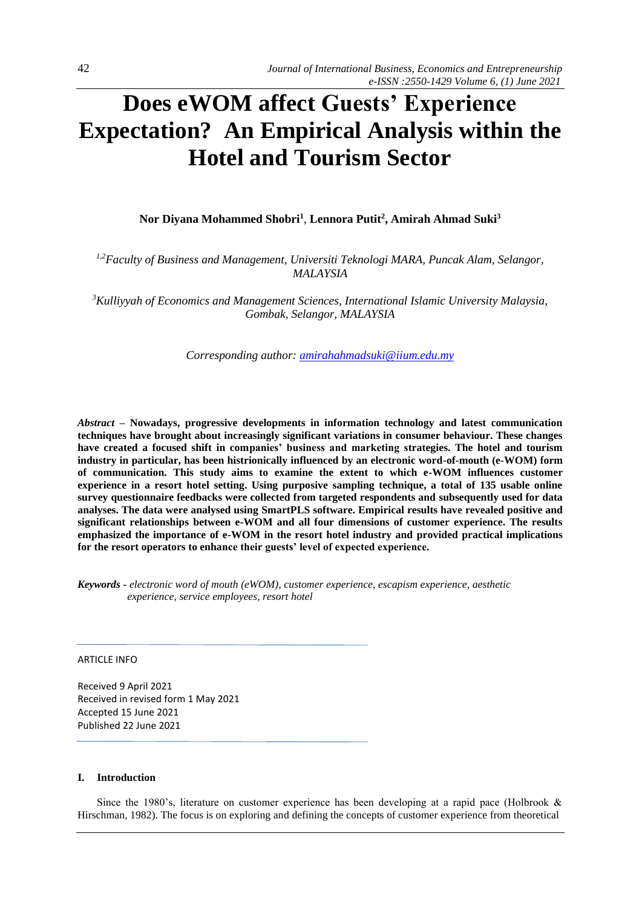# Does eWOM affect Guests' Experience Expectation? An Empirical Analysis within the Hotel and Tourism Sector

**Nor Diyana Mohammed Shobri[1], Lennora Putit[2], Amirah Ahmad Suki[3]**

*[1,2]Faculty of Business and Management, Universiti Teknologi MARA, Puncak Alam, Selangor, MALAYSIA*

*[3]Kulliyyah of Economics and Management Sciences, International Islamic University Malaysia, Gombak, Selangor, MALAYSIA*

*Corresponding author: amirahahmadsuki@iium.edu.my*

*Abstract* – **Nowadays, progressive developments in information technology and latest communication techniques have brought about increasingly significant variations in consumer behaviour. These changes have created a focused shift in companies' business and marketing strategies. The hotel and tourism industry in particular, has been histrionically influenced by an electronic word-of-mouth (e-WOM) form of communication. This study aims to examine the extent to which e-WOM influences customer experience in a resort hotel setting. Using purposive sampling technique, a total of 135 usable online survey questionnaire feedbacks were collected from targeted respondents and subsequently used for data analyses. The data were analysed using SmartPLS software. Empirical results have revealed positive and significant relationships between e-WOM and all four dimensions of customer experience. The results emphasized the importance of e-WOM in the resort hotel industry and provided practical implications for the resort operators to enhance their guests' level of expected experience.**

***Keywords*** - *electronic word of mouth (eWOM), customer experience, escapism experience, aesthetic experience, service employees, resort hotel*

ARTICLE INFO

Received 9 April 2021
Received in revised form 1 May 2021
Accepted 15 June 2021
Published 22 June 2021

## I. Introduction

Since the 1980's, literature on customer experience has been developing at a rapid pace (Holbrook & Hirschman, 1982). The focus is on exploring and defining the concepts of customer experience from theoretical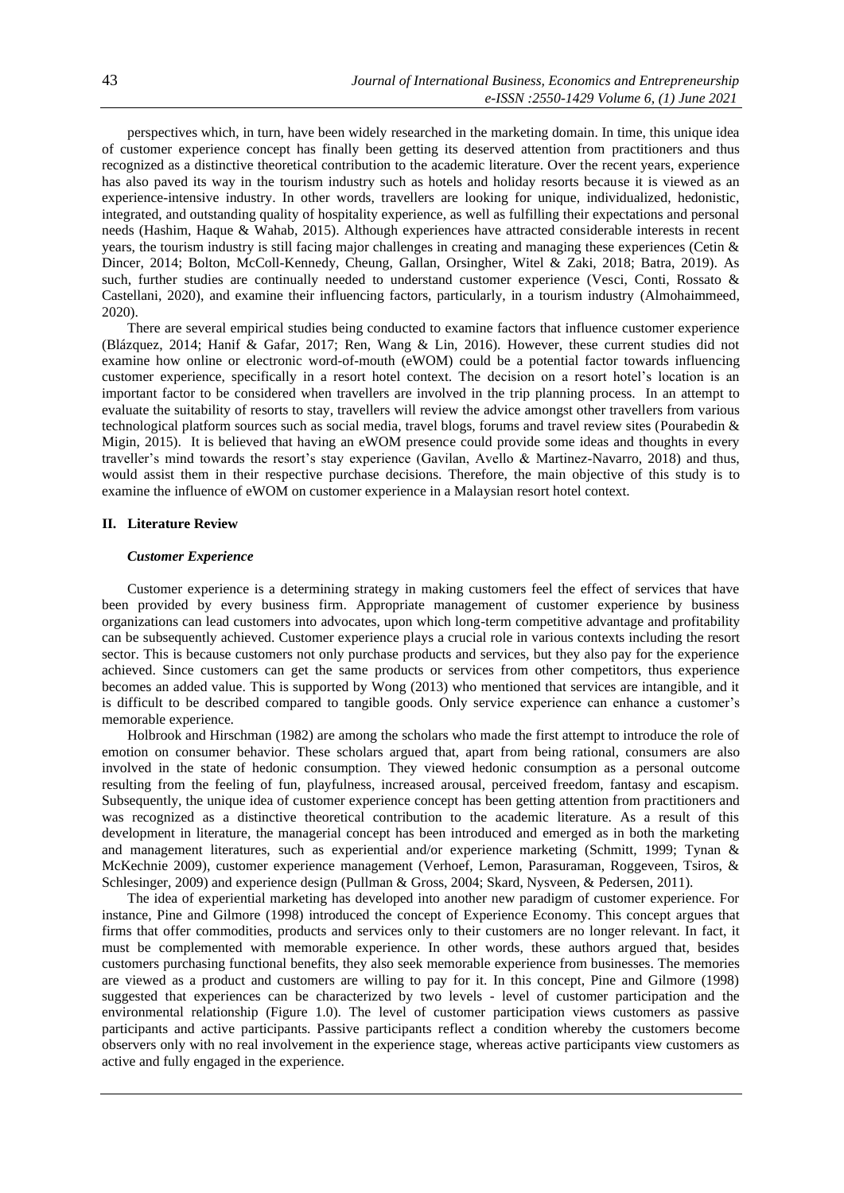perspectives which, in turn, have been widely researched in the marketing domain. In time, this unique idea of customer experience concept has finally been getting its deserved attention from practitioners and thus recognized as a distinctive theoretical contribution to the academic literature. Over the recent years, experience has also paved its way in the tourism industry such as hotels and holiday resorts because it is viewed as an experience-intensive industry. In other words, travellers are looking for unique, individualized, hedonistic, integrated, and outstanding quality of hospitality experience, as well as fulfilling their expectations and personal needs (Hashim, Haque & Wahab, 2015). Although experiences have attracted considerable interests in recent years, the tourism industry is still facing major challenges in creating and managing these experiences (Cetin & Dincer, 2014; Bolton, McColl-Kennedy, Cheung, Gallan, Orsingher, Witel & Zaki, 2018; Batra, 2019). As such, further studies are continually needed to understand customer experience (Vesci, Conti, Rossato & Castellani, 2020), and examine their influencing factors, particularly, in a tourism industry (Almohaimmeed, 2020).

There are several empirical studies being conducted to examine factors that influence customer experience (Blázquez, 2014; Hanif & Gafar, 2017; Ren, Wang & Lin, 2016). However, these current studies did not examine how online or electronic word-of-mouth (eWOM) could be a potential factor towards influencing customer experience, specifically in a resort hotel context. The decision on a resort hotel's location is an important factor to be considered when travellers are involved in the trip planning process. In an attempt to evaluate the suitability of resorts to stay, travellers will review the advice amongst other travellers from various technological platform sources such as social media, travel blogs, forums and travel review sites (Pourabedin & Migin, 2015). It is believed that having an eWOM presence could provide some ideas and thoughts in every traveller's mind towards the resort's stay experience (Gavilan, Avello & Martinez-Navarro, 2018) and thus, would assist them in their respective purchase decisions. Therefore, the main objective of this study is to examine the influence of eWOM on customer experience in a Malaysian resort hotel context.

## II. Literature Review

### *Customer Experience*

Customer experience is a determining strategy in making customers feel the effect of services that have been provided by every business firm. Appropriate management of customer experience by business organizations can lead customers into advocates, upon which long-term competitive advantage and profitability can be subsequently achieved. Customer experience plays a crucial role in various contexts including the resort sector. This is because customers not only purchase products and services, but they also pay for the experience achieved. Since customers can get the same products or services from other competitors, thus experience becomes an added value. This is supported by Wong (2013) who mentioned that services are intangible, and it is difficult to be described compared to tangible goods. Only service experience can enhance a customer's memorable experience.

Holbrook and Hirschman (1982) are among the scholars who made the first attempt to introduce the role of emotion on consumer behavior. These scholars argued that, apart from being rational, consumers are also involved in the state of hedonic consumption. They viewed hedonic consumption as a personal outcome resulting from the feeling of fun, playfulness, increased arousal, perceived freedom, fantasy and escapism. Subsequently, the unique idea of customer experience concept has been getting attention from practitioners and was recognized as a distinctive theoretical contribution to the academic literature. As a result of this development in literature, the managerial concept has been introduced and emerged as in both the marketing and management literatures, such as experiential and/or experience marketing (Schmitt, 1999; Tynan & McKechnie 2009), customer experience management (Verhoef, Lemon, Parasuraman, Roggeveen, Tsiros, & Schlesinger, 2009) and experience design (Pullman & Gross, 2004; Skard, Nysveen, & Pedersen, 2011).

The idea of experiential marketing has developed into another new paradigm of customer experience. For instance, Pine and Gilmore (1998) introduced the concept of Experience Economy. This concept argues that firms that offer commodities, products and services only to their customers are no longer relevant. In fact, it must be complemented with memorable experience. In other words, these authors argued that, besides customers purchasing functional benefits, they also seek memorable experience from businesses. The memories are viewed as a product and customers are willing to pay for it. In this concept, Pine and Gilmore (1998) suggested that experiences can be characterized by two levels - level of customer participation and the environmental relationship (Figure 1.0). The level of customer participation views customers as passive participants and active participants. Passive participants reflect a condition whereby the customers become observers only with no real involvement in the experience stage, whereas active participants view customers as active and fully engaged in the experience.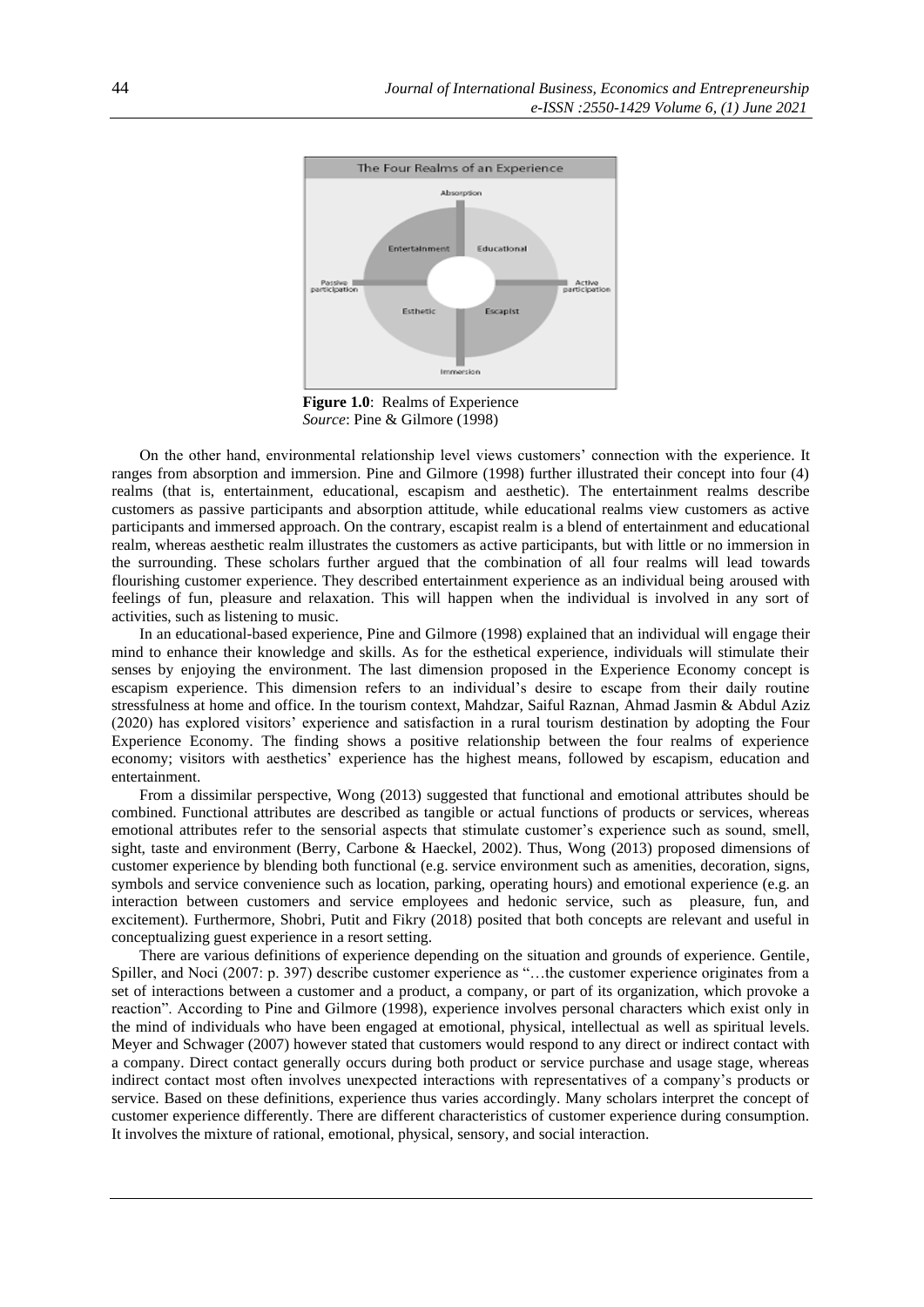**Figure 1.0**: Realms of Experience
*Source*: Pine & Gilmore (1998)

On the other hand, environmental relationship level views customers' connection with the experience. It ranges from absorption and immersion. Pine and Gilmore (1998) further illustrated their concept into four (4) realms (that is, entertainment, educational, escapism and aesthetic). The entertainment realms describe customers as passive participants and absorption attitude, while educational realms view customers as active participants and immersed approach. On the contrary, escapist realm is a blend of entertainment and educational realm, whereas aesthetic realm illustrates the customers as active participants, but with little or no immersion in the surrounding. These scholars further argued that the combination of all four realms will lead towards flourishing customer experience. They described entertainment experience as an individual being aroused with feelings of fun, pleasure and relaxation. This will happen when the individual is involved in any sort of activities, such as listening to music.

In an educational-based experience, Pine and Gilmore (1998) explained that an individual will engage their mind to enhance their knowledge and skills. As for the esthetical experience, individuals will stimulate their senses by enjoying the environment. The last dimension proposed in the Experience Economy concept is escapism experience. This dimension refers to an individual's desire to escape from their daily routine stressfulness at home and office. In the tourism context, Mahdzar, Saiful Raznan, Ahmad Jasmin & Abdul Aziz (2020) has explored visitors' experience and satisfaction in a rural tourism destination by adopting the Four Experience Economy. The finding shows a positive relationship between the four realms of experience economy; visitors with aesthetics' experience has the highest means, followed by escapism, education and entertainment.

From a dissimilar perspective, Wong (2013) suggested that functional and emotional attributes should be combined. Functional attributes are described as tangible or actual functions of products or services, whereas emotional attributes refer to the sensorial aspects that stimulate customer's experience such as sound, smell, sight, taste and environment (Berry, Carbone & Haeckel, 2002). Thus, Wong (2013) proposed dimensions of customer experience by blending both functional (e.g. service environment such as amenities, decoration, signs, symbols and service convenience such as location, parking, operating hours) and emotional experience (e.g. an interaction between customers and service employees and hedonic service, such as pleasure, fun, and excitement). Furthermore, Shobri, Putit and Fikry (2018) posited that both concepts are relevant and useful in conceptualizing guest experience in a resort setting.

There are various definitions of experience depending on the situation and grounds of experience. Gentile, Spiller, and Noci (2007: p. 397) describe customer experience as "…the customer experience originates from a set of interactions between a customer and a product, a company, or part of its organization, which provoke a reaction". According to Pine and Gilmore (1998), experience involves personal characters which exist only in the mind of individuals who have been engaged at emotional, physical, intellectual as well as spiritual levels. Meyer and Schwager (2007) however stated that customers would respond to any direct or indirect contact with a company. Direct contact generally occurs during both product or service purchase and usage stage, whereas indirect contact most often involves unexpected interactions with representatives of a company's products or service. Based on these definitions, experience thus varies accordingly. Many scholars interpret the concept of customer experience differently. There are different characteristics of customer experience during consumption. It involves the mixture of rational, emotional, physical, sensory, and social interaction.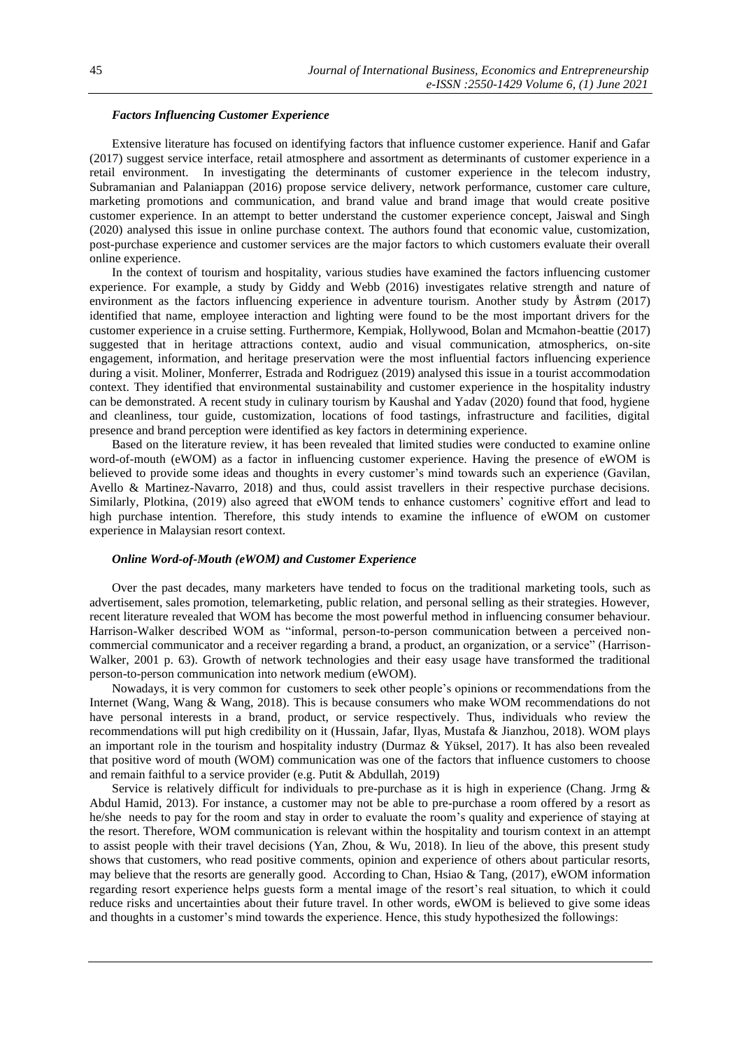### *Factors Influencing Customer Experience*

Extensive literature has focused on identifying factors that influence customer experience. Hanif and Gafar (2017) suggest service interface, retail atmosphere and assortment as determinants of customer experience in a retail environment. In investigating the determinants of customer experience in the telecom industry, Subramanian and Palaniappan (2016) propose service delivery, network performance, customer care culture, marketing promotions and communication, and brand value and brand image that would create positive customer experience. In an attempt to better understand the customer experience concept, Jaiswal and Singh (2020) analysed this issue in online purchase context. The authors found that economic value, customization, post-purchase experience and customer services are the major factors to which customers evaluate their overall online experience.

In the context of tourism and hospitality, various studies have examined the factors influencing customer experience. For example, a study by Giddy and Webb (2016) investigates relative strength and nature of environment as the factors influencing experience in adventure tourism. Another study by Åstrøm (2017) identified that name, employee interaction and lighting were found to be the most important drivers for the customer experience in a cruise setting. Furthermore, Kempiak, Hollywood, Bolan and Mcmahon-beattie (2017) suggested that in heritage attractions context, audio and visual communication, atmospherics, on-site engagement, information, and heritage preservation were the most influential factors influencing experience during a visit. Moliner, Monferrer, Estrada and Rodriguez (2019) analysed this issue in a tourist accommodation context. They identified that environmental sustainability and customer experience in the hospitality industry can be demonstrated. A recent study in culinary tourism by Kaushal and Yadav (2020) found that food, hygiene and cleanliness, tour guide, customization, locations of food tastings, infrastructure and facilities, digital presence and brand perception were identified as key factors in determining experience.

Based on the literature review, it has been revealed that limited studies were conducted to examine online word-of-mouth (eWOM) as a factor in influencing customer experience. Having the presence of eWOM is believed to provide some ideas and thoughts in every customer's mind towards such an experience (Gavilan, Avello & Martinez-Navarro, 2018) and thus, could assist travellers in their respective purchase decisions. Similarly, Plotkina, (2019) also agreed that eWOM tends to enhance customers' cognitive effort and lead to high purchase intention. Therefore, this study intends to examine the influence of eWOM on customer experience in Malaysian resort context.

### *Online Word-of-Mouth (eWOM) and Customer Experience*

Over the past decades, many marketers have tended to focus on the traditional marketing tools, such as advertisement, sales promotion, telemarketing, public relation, and personal selling as their strategies. However, recent literature revealed that WOM has become the most powerful method in influencing consumer behaviour. Harrison-Walker described WOM as "informal, person-to-person communication between a perceived non-commercial communicator and a receiver regarding a brand, a product, an organization, or a service" (Harrison-Walker, 2001 p. 63). Growth of network technologies and their easy usage have transformed the traditional person-to-person communication into network medium (eWOM).

Nowadays, it is very common for customers to seek other people's opinions or recommendations from the Internet (Wang, Wang & Wang, 2018). This is because consumers who make WOM recommendations do not have personal interests in a brand, product, or service respectively. Thus, individuals who review the recommendations will put high credibility on it (Hussain, Jafar, Ilyas, Mustafa & Jianzhou, 2018). WOM plays an important role in the tourism and hospitality industry (Durmaz & Yüksel, 2017). It has also been revealed that positive word of mouth (WOM) communication was one of the factors that influence customers to choose and remain faithful to a service provider (e.g. Putit & Abdullah, 2019)

Service is relatively difficult for individuals to pre-purchase as it is high in experience (Chang. Jrmg & Abdul Hamid, 2013). For instance, a customer may not be able to pre-purchase a room offered by a resort as he/she needs to pay for the room and stay in order to evaluate the room's quality and experience of staying at the resort. Therefore, WOM communication is relevant within the hospitality and tourism context in an attempt to assist people with their travel decisions (Yan, Zhou, & Wu, 2018). In lieu of the above, this present study shows that customers, who read positive comments, opinion and experience of others about particular resorts, may believe that the resorts are generally good. According to Chan, Hsiao & Tang, (2017), eWOM information regarding resort experience helps guests form a mental image of the resort's real situation, to which it could reduce risks and uncertainties about their future travel. In other words, eWOM is believed to give some ideas and thoughts in a customer's mind towards the experience. Hence, this study hypothesized the followings: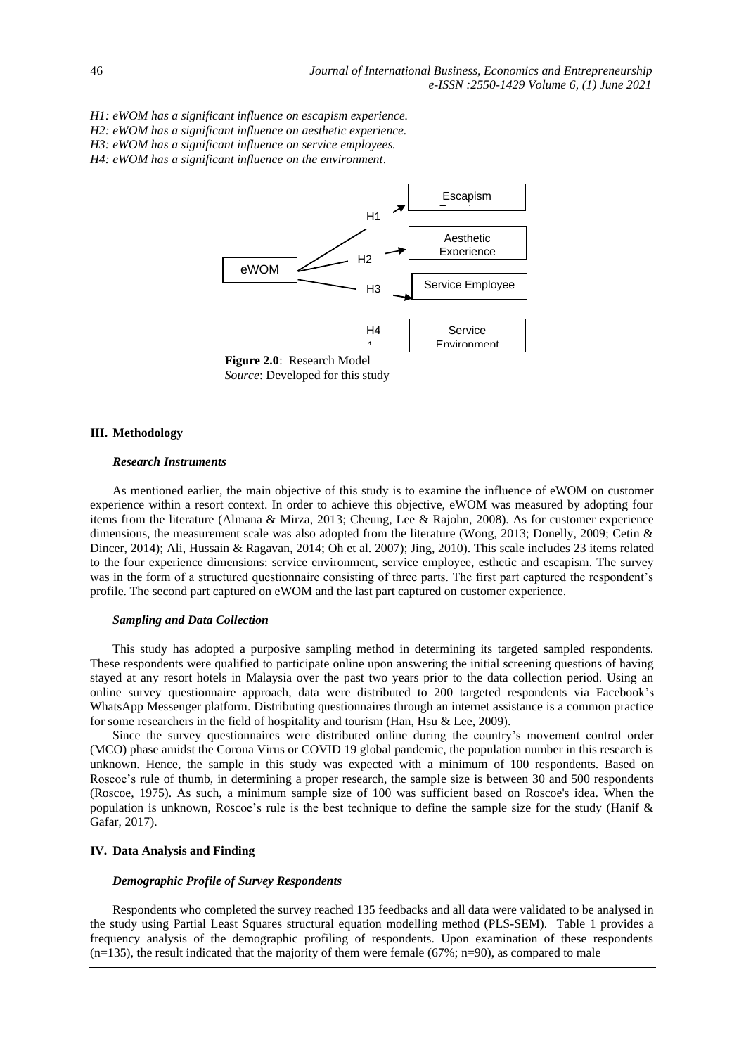*H1: eWOM has a significant influence on escapism experience.*
*H2: eWOM has a significant influence on aesthetic experience.*
*H3: eWOM has a significant influence on service employees.*
*H4: eWOM has a significant influence on the environment.*

**Figure 2.0**: Research Model
*Source*: Developed for this study

## III. Methodology

### *Research Instruments*

As mentioned earlier, the main objective of this study is to examine the influence of eWOM on customer experience within a resort context. In order to achieve this objective, eWOM was measured by adopting four items from the literature (Almana & Mirza, 2013; Cheung, Lee & Rajohn, 2008). As for customer experience dimensions, the measurement scale was also adopted from the literature (Wong, 2013; Donelly, 2009; Cetin & Dincer, 2014); Ali, Hussain & Ragavan, 2014; Oh et al. 2007); Jing, 2010). This scale includes 23 items related to the four experience dimensions: service environment, service employee, esthetic and escapism. The survey was in the form of a structured questionnaire consisting of three parts. The first part captured the respondent's profile. The second part captured on eWOM and the last part captured on customer experience.

### *Sampling and Data Collection*

This study has adopted a purposive sampling method in determining its targeted sampled respondents. These respondents were qualified to participate online upon answering the initial screening questions of having stayed at any resort hotels in Malaysia over the past two years prior to the data collection period. Using an online survey questionnaire approach, data were distributed to 200 targeted respondents via Facebook's WhatsApp Messenger platform. Distributing questionnaires through an internet assistance is a common practice for some researchers in the field of hospitality and tourism (Han, Hsu & Lee, 2009).

Since the survey questionnaires were distributed online during the country's movement control order (MCO) phase amidst the Corona Virus or COVID 19 global pandemic, the population number in this research is unknown. Hence, the sample in this study was expected with a minimum of 100 respondents. Based on Roscoe's rule of thumb, in determining a proper research, the sample size is between 30 and 500 respondents (Roscoe, 1975). As such, a minimum sample size of 100 was sufficient based on Roscoe's idea. When the population is unknown, Roscoe's rule is the best technique to define the sample size for the study (Hanif & Gafar, 2017).

## IV. Data Analysis and Finding

### *Demographic Profile of Survey Respondents*

Respondents who completed the survey reached 135 feedbacks and all data were validated to be analysed in the study using Partial Least Squares structural equation modelling method (PLS-SEM). Table 1 provides a frequency analysis of the demographic profiling of respondents. Upon examination of these respondents (n=135), the result indicated that the majority of them were female (67%; n=90), as compared to male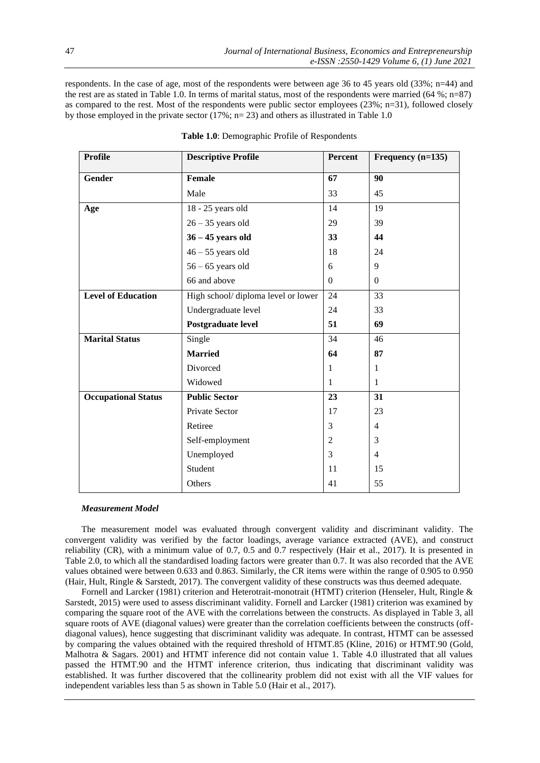respondents. In the case of age, most of the respondents were between age 36 to 45 years old (33%; n=44) and the rest are as stated in Table 1.0. In terms of marital status, most of the respondents were married (64 %; n=87) as compared to the rest. Most of the respondents were public sector employees (23%; n=31), followed closely by those employed in the private sector (17%; n= 23) and others as illustrated in Table 1.0

**Table 1.0**: Demographic Profile of Respondents

| Profile | Descriptive Profile | Percent | Frequency (n=135) |
|---|---|---|---|
| **Gender** | **Female** | **67** | **90** |
| | Male | 33 | 45 |
| **Age** | 18 - 25 years old | 14 | 19 |
| | 26 – 35 years old | 29 | 39 |
| | **36 – 45 years old** | **33** | **44** |
| | 46 – 55 years old | 18 | 24 |
| | 56 – 65 years old | 6 | 9 |
| | 66 and above | 0 | 0 |
| **Level of Education** | High school/ diploma level or lower | 24 | 33 |
| | Undergraduate level | 24 | 33 |
| | **Postgraduate level** | **51** | **69** |
| **Marital Status** | Single | 34 | 46 |
| | **Married** | **64** | **87** |
| | Divorced | 1 | 1 |
| | Widowed | 1 | 1 |
| **Occupational Status** | **Public Sector** | **23** | **31** |
| | Private Sector | 17 | 23 |
| | Retiree | 3 | 4 |
| | Self-employment | 2 | 3 |
| | Unemployed | 3 | 4 |
| | Student | 11 | 15 |
| | Others | 41 | 55 |

***Measurement Model***

The measurement model was evaluated through convergent validity and discriminant validity. The convergent validity was verified by the factor loadings, average variance extracted (AVE), and construct reliability (CR), with a minimum value of 0.7, 0.5 and 0.7 respectively (Hair et al., 2017). It is presented in Table 2.0, to which all the standardised loading factors were greater than 0.7. It was also recorded that the AVE values obtained were between 0.633 and 0.863. Similarly, the CR items were within the range of 0.905 to 0.950 (Hair, Hult, Ringle & Sarstedt, 2017). The convergent validity of these constructs was thus deemed adequate.

Fornell and Larcker (1981) criterion and Heterotrait-monotrait (HTMT) criterion (Henseler, Hult, Ringle & Sarstedt, 2015) were used to assess discriminant validity. Fornell and Larcker (1981) criterion was examined by comparing the square root of the AVE with the correlations between the constructs. As displayed in Table 3, all square roots of AVE (diagonal values) were greater than the correlation coefficients between the constructs (off-diagonal values), hence suggesting that discriminant validity was adequate. In contrast, HTMT can be assessed by comparing the values obtained with the required threshold of HTMT.85 (Kline, 2016) or HTMT.90 (Gold, Malhotra & Sagars. 2001) and HTMT inference did not contain value 1. Table 4.0 illustrated that all values passed the HTMT.90 and the HTMT inference criterion, thus indicating that discriminant validity was established. It was further discovered that the collinearity problem did not exist with all the VIF values for independent variables less than 5 as shown in Table 5.0 (Hair et al., 2017).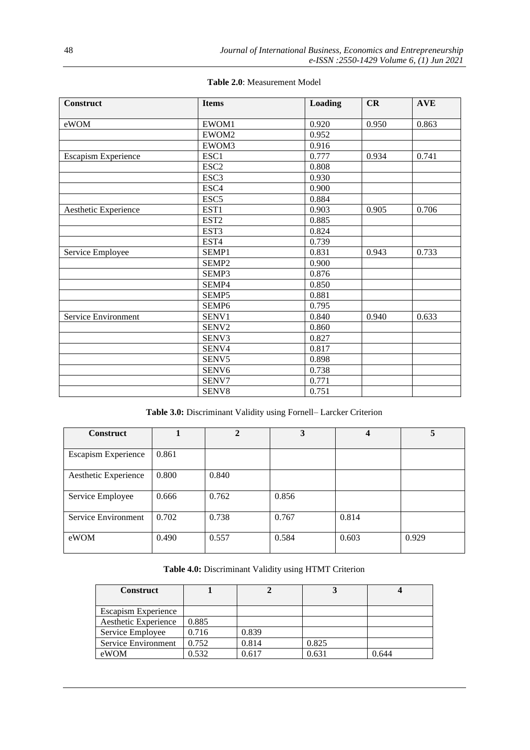**Table 2.0**: Measurement Model

| Construct | Items | Loading | CR | AVE |
|---|---|---|---|---|
| eWOM | EWOM1 | 0.920 | 0.950 | 0.863 |
| | EWOM2 | 0.952 | | |
| | EWOM3 | 0.916 | | |
| Escapism Experience | ESC1 | 0.777 | 0.934 | 0.741 |
| | ESC2 | 0.808 | | |
| | ESC3 | 0.930 | | |
| | ESC4 | 0.900 | | |
| | ESC5 | 0.884 | | |
| Aesthetic Experience | EST1 | 0.903 | 0.905 | 0.706 |
| | EST2 | 0.885 | | |
| | EST3 | 0.824 | | |
| | EST4 | 0.739 | | |
| Service Employee | SEMP1 | 0.831 | 0.943 | 0.733 |
| | SEMP2 | 0.900 | | |
| | SEMP3 | 0.876 | | |
| | SEMP4 | 0.850 | | |
| | SEMP5 | 0.881 | | |
| | SEMP6 | 0.795 | | |
| Service Environment | SENV1 | 0.840 | 0.940 | 0.633 |
| | SENV2 | 0.860 | | |
| | SENV3 | 0.827 | | |
| | SENV4 | 0.817 | | |
| | SENV5 | 0.898 | | |
| | SENV6 | 0.738 | | |
| | SENV7 | 0.771 | | |
| | SENV8 | 0.751 | | |

**Table 3.0:** Discriminant Validity using Fornell– Larcker Criterion

| Construct | 1 | 2 | 3 | 4 | 5 |
|---|---|---|---|---|---|
| Escapism Experience | 0.861 | | | | |
| Aesthetic Experience | 0.800 | 0.840 | | | |
| Service Employee | 0.666 | 0.762 | 0.856 | | |
| Service Environment | 0.702 | 0.738 | 0.767 | 0.814 | |
| eWOM | 0.490 | 0.557 | 0.584 | 0.603 | 0.929 |

**Table 4.0:** Discriminant Validity using HTMT Criterion

| Construct | 1 | 2 | 3 | 4 |
|---|---|---|---|---|
| Escapism Experience | | | | |
| Aesthetic Experience | 0.885 | | | |
| Service Employee | 0.716 | 0.839 | | |
| Service Environment | 0.752 | 0.814 | 0.825 | |
| eWOM | 0.532 | 0.617 | 0.631 | 0.644 |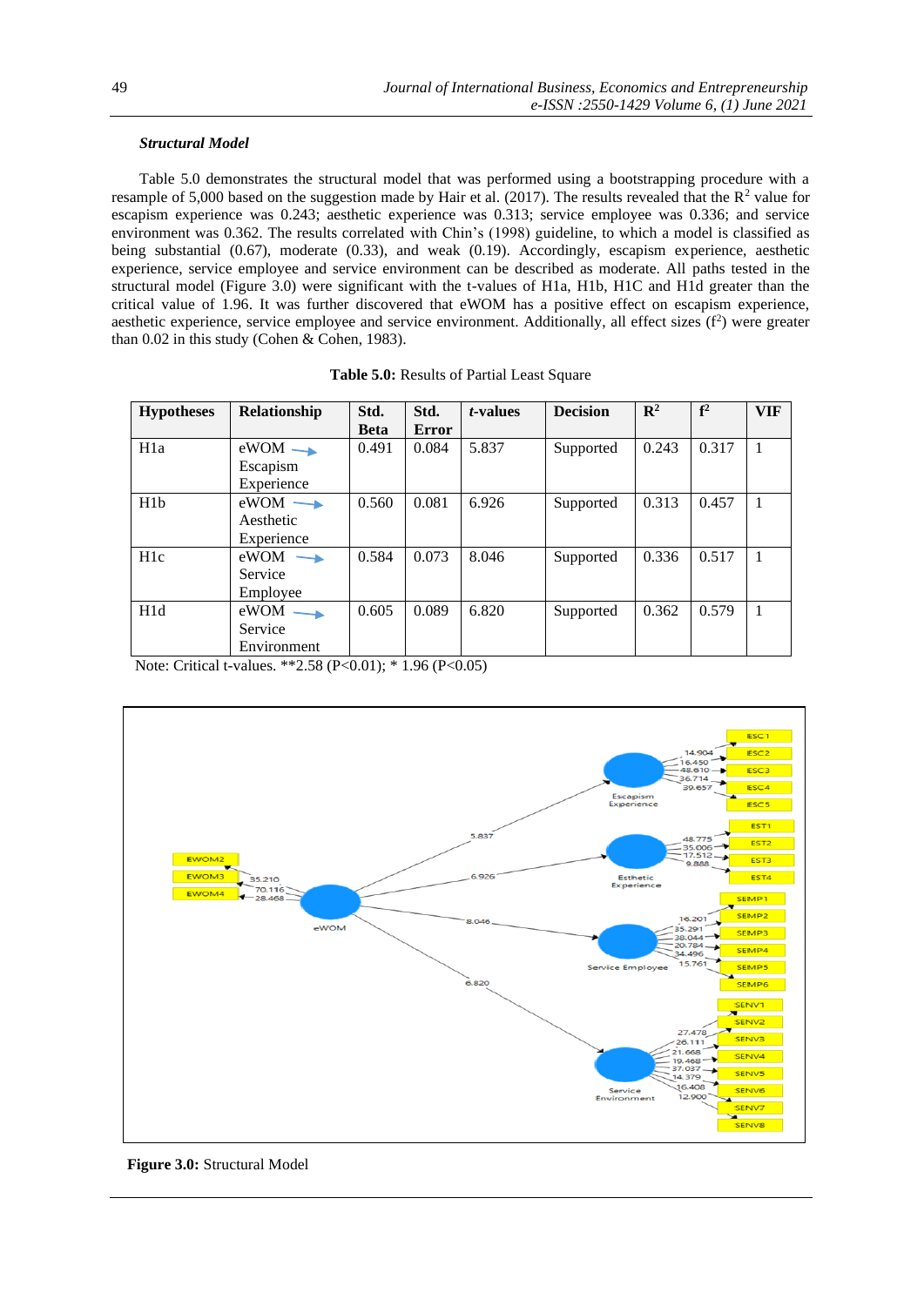### *Structural Model*

Table 5.0 demonstrates the structural model that was performed using a bootstrapping procedure with a resample of 5,000 based on the suggestion made by Hair et al. (2017). The results revealed that the $R^2$ value for escapism experience was 0.243; aesthetic experience was 0.313; service employee was 0.336; and service environment was 0.362. The results correlated with Chin's (1998) guideline, to which a model is classified as being substantial (0.67), moderate (0.33), and weak (0.19). Accordingly, escapism experience, aesthetic experience, service employee and service environment can be described as moderate. All paths tested in the structural model (Figure 3.0) were significant with the t-values of H1a, H1b, H1C and H1d greater than the critical value of 1.96. It was further discovered that eWOM has a positive effect on escapism experience, aesthetic experience, service employee and service environment. Additionally, all effect sizes ($f^2$) were greater than 0.02 in this study (Cohen & Cohen, 1983).

**Table 5.0:** Results of Partial Least Square

| Hypotheses | Relationship | Std. Beta | Std. Error | *t*-values | Decision | $R^2$ | $f^2$ | VIF |
|---|---|---|---|---|---|---|---|---|
| H1a | eWOM → Escapism Experience | 0.491 | 0.084 | 5.837 | Supported | 0.243 | 0.317 | 1 |
| H1b | eWOM → Aesthetic Experience | 0.560 | 0.081 | 6.926 | Supported | 0.313 | 0.457 | 1 |
| H1c | eWOM → Service Employee | 0.584 | 0.073 | 8.046 | Supported | 0.336 | 0.517 | 1 |
| H1d | eWOM → Service Environment | 0.605 | 0.089 | 6.820 | Supported | 0.362 | 0.579 | 1 |

Note: Critical t-values. **2.58 (P<0.01); * 1.96 (P<0.05)

**Figure 3.0:** Structural Model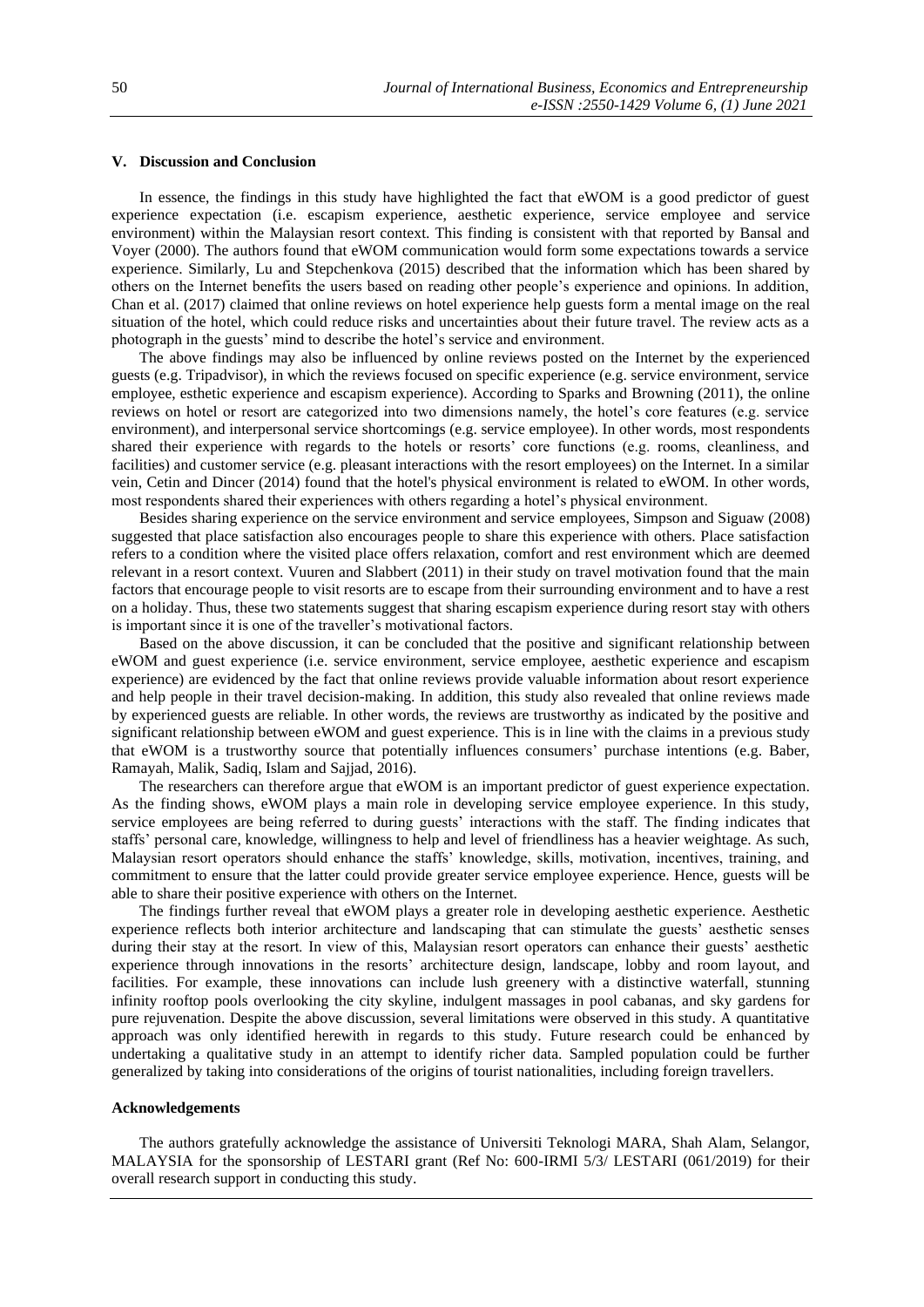## V. Discussion and Conclusion

In essence, the findings in this study have highlighted the fact that eWOM is a good predictor of guest experience expectation (i.e. escapism experience, aesthetic experience, service employee and service environment) within the Malaysian resort context. This finding is consistent with that reported by Bansal and Voyer (2000). The authors found that eWOM communication would form some expectations towards a service experience. Similarly, Lu and Stepchenkova (2015) described that the information which has been shared by others on the Internet benefits the users based on reading other people's experience and opinions. In addition, Chan et al. (2017) claimed that online reviews on hotel experience help guests form a mental image on the real situation of the hotel, which could reduce risks and uncertainties about their future travel. The review acts as a photograph in the guests' mind to describe the hotel's service and environment.

The above findings may also be influenced by online reviews posted on the Internet by the experienced guests (e.g. Tripadvisor), in which the reviews focused on specific experience (e.g. service environment, service employee, esthetic experience and escapism experience). According to Sparks and Browning (2011), the online reviews on hotel or resort are categorized into two dimensions namely, the hotel's core features (e.g. service environment), and interpersonal service shortcomings (e.g. service employee). In other words, most respondents shared their experience with regards to the hotels or resorts' core functions (e.g. rooms, cleanliness, and facilities) and customer service (e.g. pleasant interactions with the resort employees) on the Internet. In a similar vein, Cetin and Dincer (2014) found that the hotel's physical environment is related to eWOM. In other words, most respondents shared their experiences with others regarding a hotel's physical environment.

Besides sharing experience on the service environment and service employees, Simpson and Siguaw (2008) suggested that place satisfaction also encourages people to share this experience with others. Place satisfaction refers to a condition where the visited place offers relaxation, comfort and rest environment which are deemed relevant in a resort context. Vuuren and Slabbert (2011) in their study on travel motivation found that the main factors that encourage people to visit resorts are to escape from their surrounding environment and to have a rest on a holiday. Thus, these two statements suggest that sharing escapism experience during resort stay with others is important since it is one of the traveller's motivational factors.

Based on the above discussion, it can be concluded that the positive and significant relationship between eWOM and guest experience (i.e. service environment, service employee, aesthetic experience and escapism experience) are evidenced by the fact that online reviews provide valuable information about resort experience and help people in their travel decision-making. In addition, this study also revealed that online reviews made by experienced guests are reliable. In other words, the reviews are trustworthy as indicated by the positive and significant relationship between eWOM and guest experience. This is in line with the claims in a previous study that eWOM is a trustworthy source that potentially influences consumers' purchase intentions (e.g. Baber, Ramayah, Malik, Sadiq, Islam and Sajjad, 2016).

The researchers can therefore argue that eWOM is an important predictor of guest experience expectation. As the finding shows, eWOM plays a main role in developing service employee experience. In this study, service employees are being referred to during guests' interactions with the staff. The finding indicates that staffs' personal care, knowledge, willingness to help and level of friendliness has a heavier weightage. As such, Malaysian resort operators should enhance the staffs' knowledge, skills, motivation, incentives, training, and commitment to ensure that the latter could provide greater service employee experience. Hence, guests will be able to share their positive experience with others on the Internet.

The findings further reveal that eWOM plays a greater role in developing aesthetic experience. Aesthetic experience reflects both interior architecture and landscaping that can stimulate the guests' aesthetic senses during their stay at the resort. In view of this, Malaysian resort operators can enhance their guests' aesthetic experience through innovations in the resorts' architecture design, landscape, lobby and room layout, and facilities. For example, these innovations can include lush greenery with a distinctive waterfall, stunning infinity rooftop pools overlooking the city skyline, indulgent massages in pool cabanas, and sky gardens for pure rejuvenation. Despite the above discussion, several limitations were observed in this study. A quantitative approach was only identified herewith in regards to this study. Future research could be enhanced by undertaking a qualitative study in an attempt to identify richer data. Sampled population could be further generalized by taking into considerations of the origins of tourist nationalities, including foreign travellers.

## Acknowledgements

The authors gratefully acknowledge the assistance of Universiti Teknologi MARA, Shah Alam, Selangor, MALAYSIA for the sponsorship of LESTARI grant (Ref No: 600-IRMI 5/3/ LESTARI (061/2019) for their overall research support in conducting this study.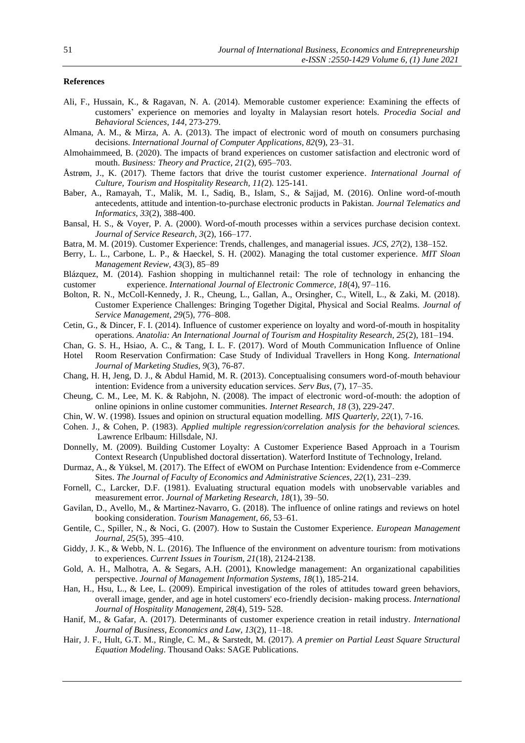**References**

Ali, F., Hussain, K., & Ragavan, N. A. (2014). Memorable customer experience: Examining the effects of customers' experience on memories and loyalty in Malaysian resort hotels. *Procedia Social and Behavioral Sciences, 144*, 273-279.

Almana, A. M., & Mirza, A. A. (2013). The impact of electronic word of mouth on consumers purchasing decisions. *International Journal of Computer Applications, 82*(9), 23–31.

Almohaimmeed, B. (2020). The impacts of brand experiences on customer satisfaction and electronic word of mouth. *Business: Theory and Practice, 21*(2), 695–703.

Åstrøm, J., K. (2017). Theme factors that drive the tourist customer experience. *International Journal of Culture, Tourism and Hospitality Research, 11(*2). 125-141.

Baber, A., Ramayah, T., Malik, M. I., Sadiq, B., Islam, S., & Sajjad, M. (2016). Online word-of-mouth antecedents, attitude and intention-to-purchase electronic products in Pakistan. *Journal Telematics and Informatics, 33*(2), 388-400.

Bansal, H. S., & Voyer, P. A. (2000). Word-of-mouth processes within a services purchase decision context. *Journal of Service Research, 3*(2), 166–177.

Batra, M. M. (2019). Customer Experience: Trends, challenges, and managerial issues. *JCS, 27*(2), 138–152.

Berry, L. L., Carbone, L. P., & Haeckel, S. H. (2002). Managing the total customer experience. *MIT Sloan Management Review, 43*(3), 85–89

Blázquez, M. (2014). Fashion shopping in multichannel retail: The role of technology in enhancing the customer experience. *International Journal of Electronic Commerce, 18*(4), 97–116.

Bolton, R. N., McColl-Kennedy, J. R., Cheung, L., Gallan, A., Orsingher, C., Witell, L., & Zaki, M. (2018). Customer Experience Challenges: Bringing Together Digital, Physical and Social Realms. *Journal of Service Management, 29*(5), 776–808.

Cetin, G., & Dincer, F. I. (2014). Influence of customer experience on loyalty and word-of-mouth in hospitality operations. *Anatolia: An International Journal of Tourism and Hospitality Research, 25*(2), 181–194.

Chan, G. S. H., Hsiao, A. C., & Tang, I. L. F. (2017). Word of Mouth Communication Influence of Online Hotel Room Reservation Confirmation: Case Study of Individual Travellers in Hong Kong. *International Journal of Marketing Studies, 9*(3), 76-87.

Chang, H. H, Jeng, D. J., & Abdul Hamid, M. R. (2013). Conceptualising consumers word-of-mouth behaviour intention: Evidence from a university education services. *Serv Bus*, (7), 17–35.

Cheung, C. M., Lee, M. K. & Rabjohn, N. (2008). The impact of electronic word-of-mouth: the adoption of online opinions in online customer communities. *Internet Research, 18* (3), 229-247.

Chin, W. W. (1998). Issues and opinion on structural equation modelling. *MIS Quarterly, 22*(1), 7-16.

Cohen. J., & Cohen, P. (1983). *Applied multiple regression/correlation analysis for the behavioral sciences.* Lawrence Erlbaum: Hillsdale, NJ.

Donnelly, M. (2009). Building Customer Loyalty: A Customer Experience Based Approach in a Tourism Context Research (Unpublished doctoral dissertation). Waterford Institute of Technology, Ireland.

Durmaz, A., & Yüksel, M. (2017). The Effect of eWOM on Purchase Intention: Evidendence from e-Commerce Sites. *The Journal of Faculty of Economics and Administrative Sciences, 22*(1), 231–239.

Fornell, C., Larcker, D.F. (1981). Evaluating structural equation models with unobservable variables and measurement error. *Journal of Marketing Research, 18*(1), 39–50.

Gavilan, D., Avello, M., & Martinez-Navarro, G. (2018). The influence of online ratings and reviews on hotel booking consideration. *Tourism Management, 66*, 53–61.

Gentile, C., Spiller, N., & Noci, G. (2007). How to Sustain the Customer Experience. *European Management Journal, 25*(5), 395–410.

Giddy, J. K., & Webb, N. L. (2016). The Influence of the environment on adventure tourism: from motivations to experiences. *Current Issues in Tourism, 21*(18), 2124-2138.

Gold, A. H., Malhotra, A. & Segars, A.H. (2001), Knowledge management: An organizational capabilities perspective. *Journal of Management Information Systems, 18*(1), 185-214.

Han, H., Hsu, L., & Lee, L. (2009). Empirical investigation of the roles of attitudes toward green behaviors, overall image, gender, and age in hotel customers' eco-friendly decision- making process. *International Journal of Hospitality Management, 28*(4), 519- 528.

Hanif, M., & Gafar, A. (2017). Determinants of customer experience creation in retail industry. *International Journal of Business, Economics and Law, 13*(2), 11–18.

Hair, J. F., Hult, G.T. M., Ringle, C. M., & Sarstedt, M. (2017). *A premier on Partial Least Square Structural Equation Modeling*. Thousand Oaks: SAGE Publications.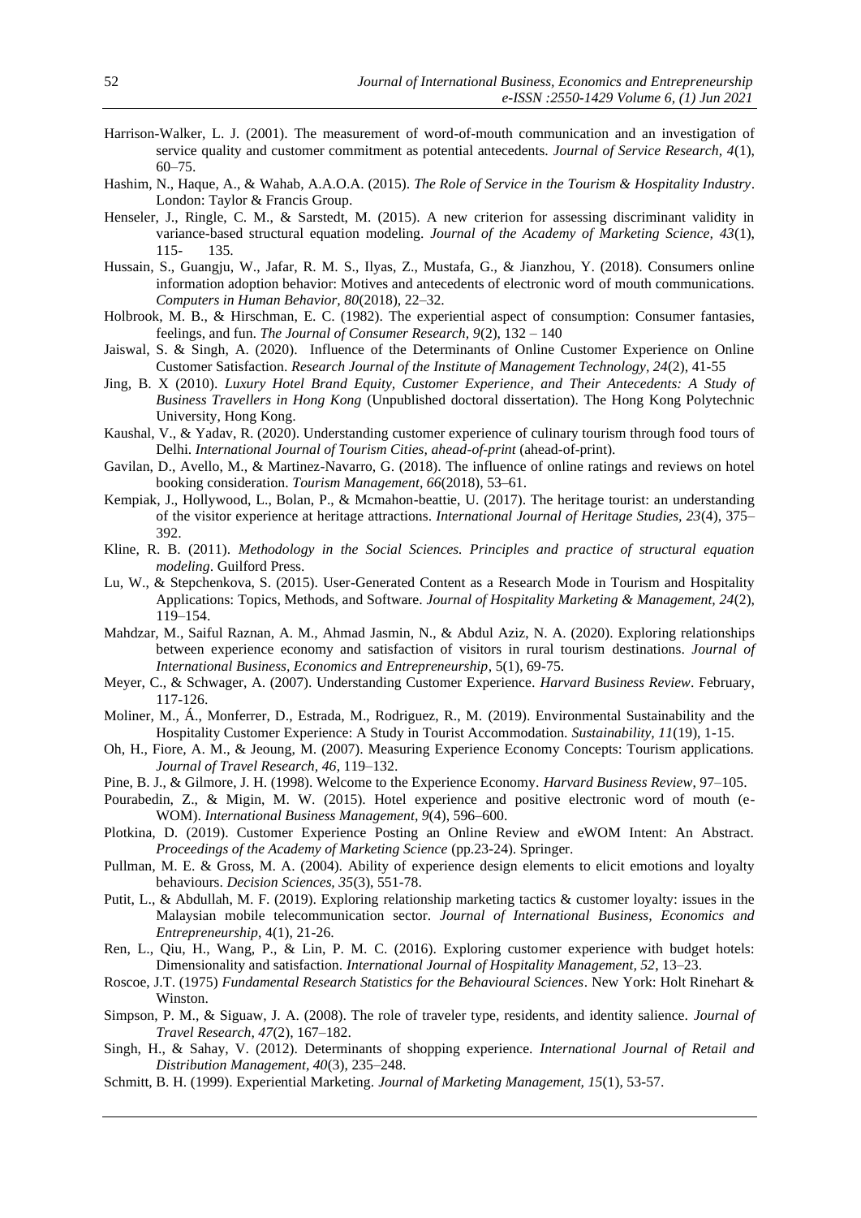Harrison-Walker, L. J. (2001). The measurement of word-of-mouth communication and an investigation of service quality and customer commitment as potential antecedents. *Journal of Service Research, 4*(1), 60–75.

Hashim, N., Haque, A., & Wahab, A.A.O.A. (2015). *The Role of Service in the Tourism & Hospitality Industry*. London: Taylor & Francis Group.

Henseler, J., Ringle, C. M., & Sarstedt, M. (2015). A new criterion for assessing discriminant validity in variance-based structural equation modeling. *Journal of the Academy of Marketing Science, 43*(1), 115- 135.

Hussain, S., Guangju, W., Jafar, R. M. S., Ilyas, Z., Mustafa, G., & Jianzhou, Y. (2018). Consumers online information adoption behavior: Motives and antecedents of electronic word of mouth communications. *Computers in Human Behavior, 80*(2018), 22–32.

Holbrook, M. B., & Hirschman, E. C. (1982). The experiential aspect of consumption: Consumer fantasies, feelings, and fun. *The Journal of Consumer Research, 9*(2), 132 – 140

Jaiswal, S. & Singh, A. (2020). Influence of the Determinants of Online Customer Experience on Online Customer Satisfaction. *Research Journal of the Institute of Management Technology, 24*(2), 41-55

Jing, B. X (2010). *Luxury Hotel Brand Equity, Customer Experience, and Their Antecedents: A Study of Business Travellers in Hong Kong* (Unpublished doctoral dissertation). The Hong Kong Polytechnic University, Hong Kong.

Kaushal, V., & Yadav, R. (2020). Understanding customer experience of culinary tourism through food tours of Delhi. *International Journal of Tourism Cities, ahead-of-print* (ahead-of-print).

Gavilan, D., Avello, M., & Martinez-Navarro, G. (2018). The influence of online ratings and reviews on hotel booking consideration. *Tourism Management, 66*(2018), 53–61.

Kempiak, J., Hollywood, L., Bolan, P., & Mcmahon-beattie, U. (2017). The heritage tourist: an understanding of the visitor experience at heritage attractions. *International Journal of Heritage Studies, 23*(4), 375–392.

Kline, R. B. (2011). *Methodology in the Social Sciences. Principles and practice of structural equation modeling*. Guilford Press.

Lu, W., & Stepchenkova, S. (2015). User-Generated Content as a Research Mode in Tourism and Hospitality Applications: Topics, Methods, and Software. *Journal of Hospitality Marketing & Management, 24*(2), 119–154.

Mahdzar, M., Saiful Raznan, A. M., Ahmad Jasmin, N., & Abdul Aziz, N. A. (2020). Exploring relationships between experience economy and satisfaction of visitors in rural tourism destinations. *Journal of International Business, Economics and Entrepreneurship*, 5(1), 69-75.

Meyer, C., & Schwager, A. (2007). Understanding Customer Experience. *Harvard Business Review*. February, 117-126.

Moliner, M., Á., Monferrer, D., Estrada, M., Rodriguez, R., M. (2019). Environmental Sustainability and the Hospitality Customer Experience: A Study in Tourist Accommodation. *Sustainability, 11*(19), 1-15.

Oh, H., Fiore, A. M., & Jeoung, M. (2007). Measuring Experience Economy Concepts: Tourism applications. *Journal of Travel Research, 46*, 119–132.

Pine, B. J., & Gilmore, J. H. (1998). Welcome to the Experience Economy. *Harvard Business Review*, 97–105.

Pourabedin, Z., & Migin, M. W. (2015). Hotel experience and positive electronic word of mouth (e-WOM). *International Business Management, 9*(4), 596–600.

Plotkina, D. (2019). Customer Experience Posting an Online Review and eWOM Intent: An Abstract. *Proceedings of the Academy of Marketing Science* (pp.23-24). Springer.

Pullman, M. E. & Gross, M. A. (2004). Ability of experience design elements to elicit emotions and loyalty behaviours. *Decision Sciences, 35*(3), 551-78.

Putit, L., & Abdullah, M. F. (2019). Exploring relationship marketing tactics & customer loyalty: issues in the Malaysian mobile telecommunication sector. *Journal of International Business, Economics and Entrepreneurship*, 4(1), 21-26.

Ren, L., Qiu, H., Wang, P., & Lin, P. M. C. (2016). Exploring customer experience with budget hotels: Dimensionality and satisfaction. *International Journal of Hospitality Management, 52*, 13–23.

Roscoe, J.T. (1975) *Fundamental Research Statistics for the Behavioural Sciences*. New York: Holt Rinehart & Winston.

Simpson, P. M., & Siguaw, J. A. (2008). The role of traveler type, residents, and identity salience. *Journal of Travel Research, 47*(2), 167–182.

Singh, H., & Sahay, V. (2012). Determinants of shopping experience. *International Journal of Retail and Distribution Management, 40*(3), 235–248.

Schmitt, B. H. (1999). Experiential Marketing. *Journal of Marketing Management, 15*(1), 53-57.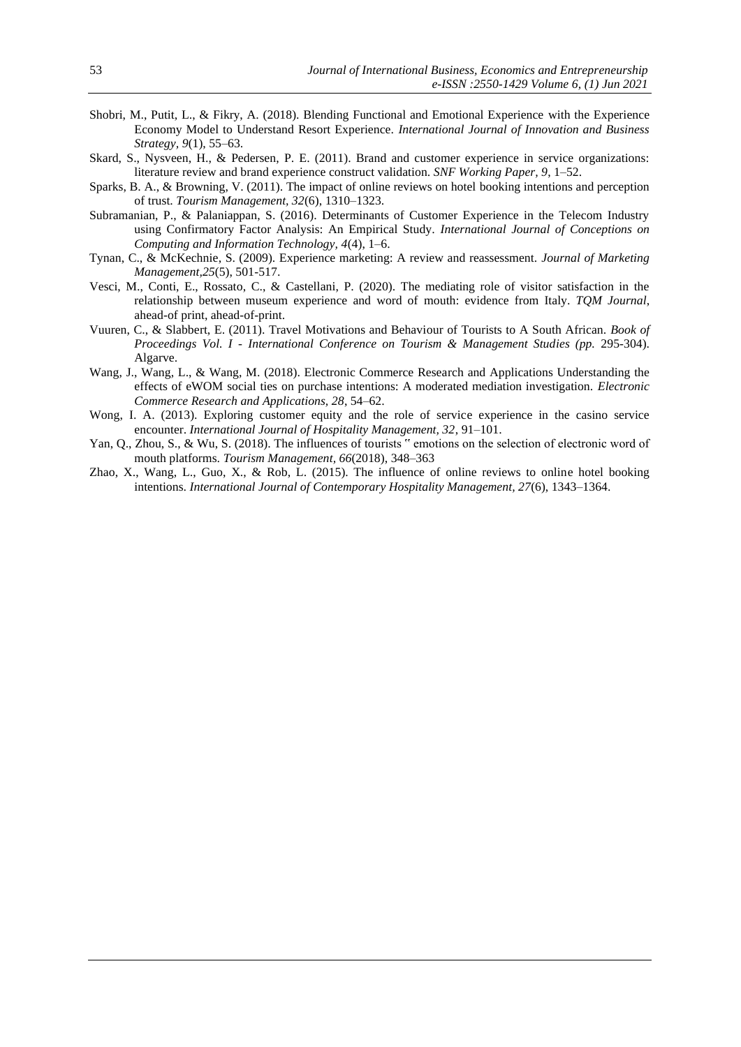Shobri, M., Putit, L., & Fikry, A. (2018). Blending Functional and Emotional Experience with the Experience Economy Model to Understand Resort Experience. *International Journal of Innovation and Business Strategy, 9*(1), 55–63.

Skard, S., Nysveen, H., & Pedersen, P. E. (2011). Brand and customer experience in service organizations: literature review and brand experience construct validation. *SNF Working Paper, 9*, 1–52.

Sparks, B. A., & Browning, V. (2011). The impact of online reviews on hotel booking intentions and perception of trust. *Tourism Management, 32*(6), 1310–1323.

Subramanian, P., & Palaniappan, S. (2016). Determinants of Customer Experience in the Telecom Industry using Confirmatory Factor Analysis: An Empirical Study. *International Journal of Conceptions on Computing and Information Technology, 4*(4), 1–6.

Tynan, C., & McKechnie, S. (2009). Experience marketing: A review and reassessment. *Journal of Marketing Management,25*(5), 501-517.

Vesci, M., Conti, E., Rossato, C., & Castellani, P. (2020). The mediating role of visitor satisfaction in the relationship between museum experience and word of mouth: evidence from Italy. *TQM Journal*, ahead-of print, ahead-of-print.

Vuuren, C., & Slabbert, E. (2011). Travel Motivations and Behaviour of Tourists to A South African. *Book of Proceedings Vol. I - International Conference on Tourism & Management Studies (pp.* 295-304). Algarve.

Wang, J., Wang, L., & Wang, M. (2018). Electronic Commerce Research and Applications Understanding the effects of eWOM social ties on purchase intentions: A moderated mediation investigation. *Electronic Commerce Research and Applications, 28*, 54–62.

Wong, I. A. (2013). Exploring customer equity and the role of service experience in the casino service encounter. *International Journal of Hospitality Management, 32*, 91–101.

Yan, Q., Zhou, S., & Wu, S. (2018). The influences of tourists " emotions on the selection of electronic word of mouth platforms. *Tourism Management, 66*(2018), 348–363

Zhao, X., Wang, L., Guo, X., & Rob, L. (2015). The influence of online reviews to online hotel booking intentions. *International Journal of Contemporary Hospitality Management, 27*(6), 1343–1364.